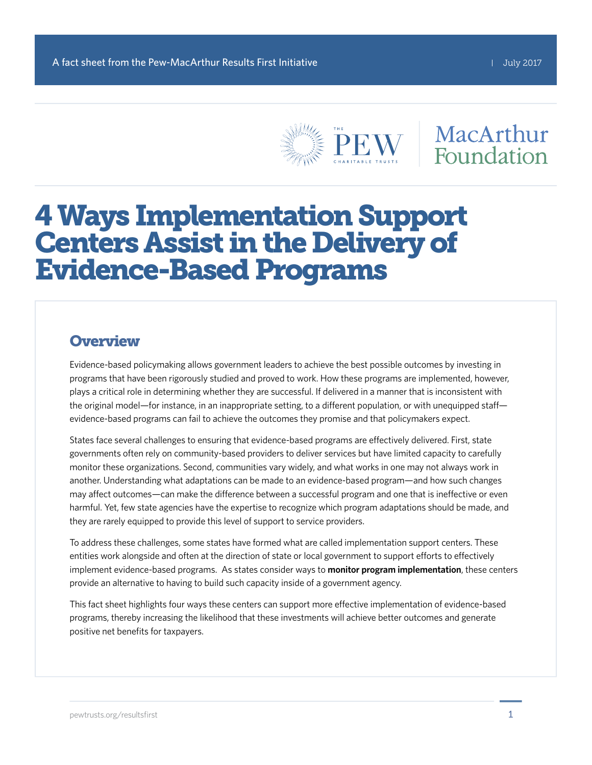A fact sheet from the Pew-MacArthur Results First Initiative | July 2017

# 4 Ways Implementation Support Centers Assist in the Delivery of Evidence-Based Programs

## Overview

Evidence-based policymaking allows government leaders to achieve the best possible outcomes by investing in programs that have been rigorously studied and proved to work. How these programs are implemented, however, plays a critical role in determining whether they are successful. If delivered in a manner that is inconsistent with the original model—for instance, in an inappropriate setting, to a different population, or with unequipped staff—evidence-based programs can fail to achieve the outcomes they promise and that policymakers expect.

States face several challenges to ensuring that evidence-based programs are effectively delivered. First, state governments often rely on community-based providers to deliver services but have limited capacity to carefully monitor these organizations. Second, communities vary widely, and what works in one may not always work in another. Understanding what adaptations can be made to an evidence-based program—and how such changes may affect outcomes—can make the difference between a successful program and one that is ineffective or even harmful. Yet, few state agencies have the expertise to recognize which program adaptations should be made, and they are rarely equipped to provide this level of support to service providers.

To address these challenges, some states have formed what are called implementation support centers. These entities work alongside and often at the direction of state or local government to support efforts to effectively implement evidence-based programs. As states consider ways to **monitor program implementation**, these centers provide an alternative to having to build such capacity inside of a government agency.

This fact sheet highlights four ways these centers can support more effective implementation of evidence-based programs, thereby increasing the likelihood that these investments will achieve better outcomes and generate positive net benefits for taxpayers.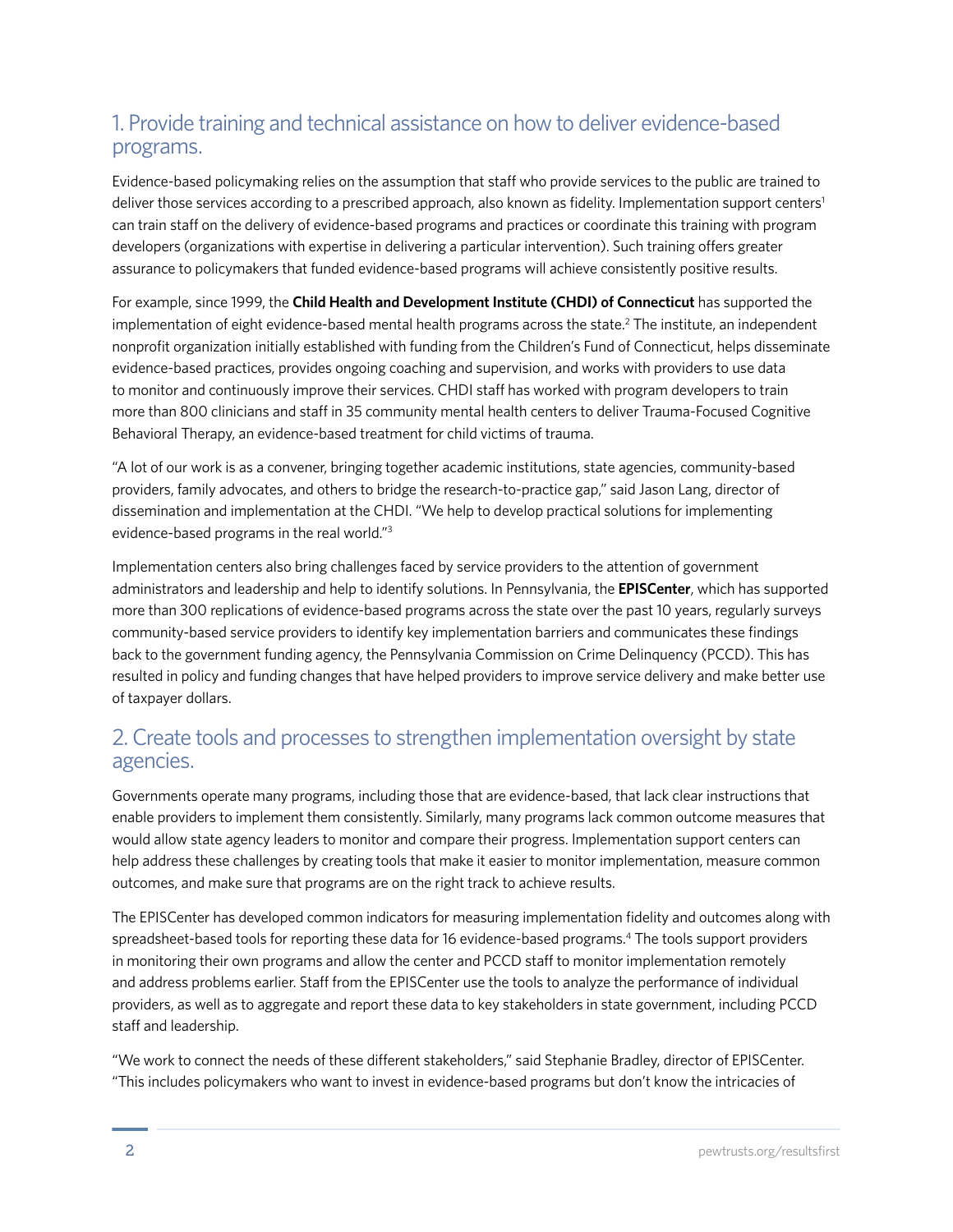## 1. Provide training and technical assistance on how to deliver evidence-based programs.

Evidence-based policymaking relies on the assumption that staff who provide services to the public are trained to deliver those services according to a prescribed approach, also known as fidelity. Implementation support centers[1] can train staff on the delivery of evidence-based programs and practices or coordinate this training with program developers (organizations with expertise in delivering a particular intervention). Such training offers greater assurance to policymakers that funded evidence-based programs will achieve consistently positive results.

For example, since 1999, the **Child Health and Development Institute (CHDI) of Connecticut** has supported the implementation of eight evidence-based mental health programs across the state.[2] The institute, an independent nonprofit organization initially established with funding from the Children's Fund of Connecticut, helps disseminate evidence-based practices, provides ongoing coaching and supervision, and works with providers to use data to monitor and continuously improve their services. CHDI staff has worked with program developers to train more than 800 clinicians and staff in 35 community mental health centers to deliver Trauma-Focused Cognitive Behavioral Therapy, an evidence-based treatment for child victims of trauma.

"A lot of our work is as a convener, bringing together academic institutions, state agencies, community-based providers, family advocates, and others to bridge the research-to-practice gap," said Jason Lang, director of dissemination and implementation at the CHDI. "We help to develop practical solutions for implementing evidence-based programs in the real world."[3]

Implementation centers also bring challenges faced by service providers to the attention of government administrators and leadership and help to identify solutions. In Pennsylvania, the **EPISCenter**, which has supported more than 300 replications of evidence-based programs across the state over the past 10 years, regularly surveys community-based service providers to identify key implementation barriers and communicates these findings back to the government funding agency, the Pennsylvania Commission on Crime Delinquency (PCCD). This has resulted in policy and funding changes that have helped providers to improve service delivery and make better use of taxpayer dollars.

## 2. Create tools and processes to strengthen implementation oversight by state agencies.

Governments operate many programs, including those that are evidence-based, that lack clear instructions that enable providers to implement them consistently. Similarly, many programs lack common outcome measures that would allow state agency leaders to monitor and compare their progress. Implementation support centers can help address these challenges by creating tools that make it easier to monitor implementation, measure common outcomes, and make sure that programs are on the right track to achieve results.

The EPISCenter has developed common indicators for measuring implementation fidelity and outcomes along with spreadsheet-based tools for reporting these data for 16 evidence-based programs.[4] The tools support providers in monitoring their own programs and allow the center and PCCD staff to monitor implementation remotely and address problems earlier. Staff from the EPISCenter use the tools to analyze the performance of individual providers, as well as to aggregate and report these data to key stakeholders in state government, including PCCD staff and leadership.

"We work to connect the needs of these different stakeholders," said Stephanie Bradley, director of EPISCenter. "This includes policymakers who want to invest in evidence-based programs but don't know the intricacies of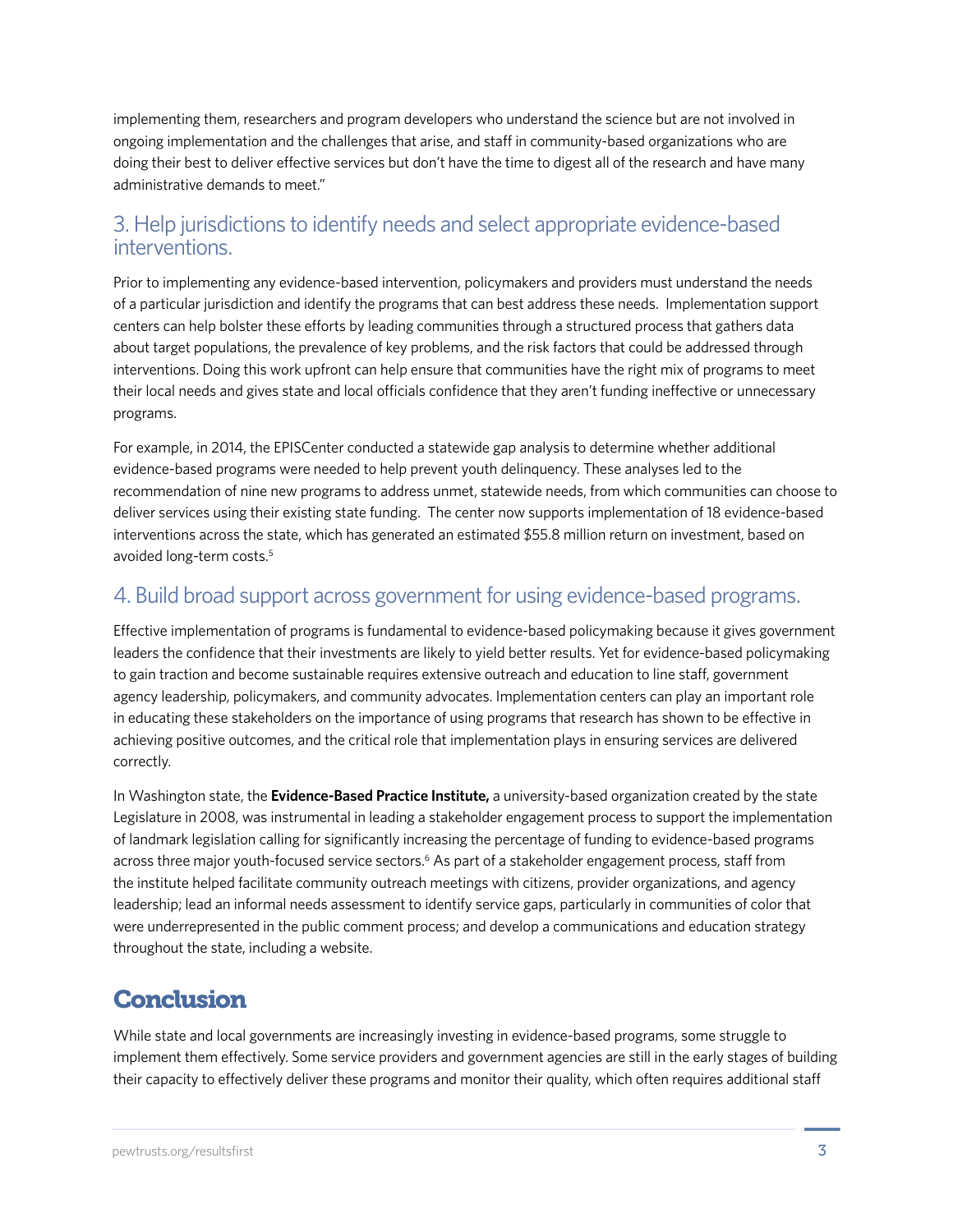implementing them, researchers and program developers who understand the science but are not involved in ongoing implementation and the challenges that arise, and staff in community-based organizations who are doing their best to deliver effective services but don't have the time to digest all of the research and have many administrative demands to meet."

## 3. Help jurisdictions to identify needs and select appropriate evidence-based interventions.

Prior to implementing any evidence-based intervention, policymakers and providers must understand the needs of a particular jurisdiction and identify the programs that can best address these needs. Implementation support centers can help bolster these efforts by leading communities through a structured process that gathers data about target populations, the prevalence of key problems, and the risk factors that could be addressed through interventions. Doing this work upfront can help ensure that communities have the right mix of programs to meet their local needs and gives state and local officials confidence that they aren't funding ineffective or unnecessary programs.

For example, in 2014, the EPISCenter conducted a statewide gap analysis to determine whether additional evidence-based programs were needed to help prevent youth delinquency. These analyses led to the recommendation of nine new programs to address unmet, statewide needs, from which communities can choose to deliver services using their existing state funding. The center now supports implementation of 18 evidence-based interventions across the state, which has generated an estimated $55.8 million return on investment, based on avoided long-term costs.[5]

## 4. Build broad support across government for using evidence-based programs.

Effective implementation of programs is fundamental to evidence-based policymaking because it gives government leaders the confidence that their investments are likely to yield better results. Yet for evidence-based policymaking to gain traction and become sustainable requires extensive outreach and education to line staff, government agency leadership, policymakers, and community advocates. Implementation centers can play an important role in educating these stakeholders on the importance of using programs that research has shown to be effective in achieving positive outcomes, and the critical role that implementation plays in ensuring services are delivered correctly.

In Washington state, the **Evidence-Based Practice Institute,** a university-based organization created by the state Legislature in 2008, was instrumental in leading a stakeholder engagement process to support the implementation of landmark legislation calling for significantly increasing the percentage of funding to evidence-based programs across three major youth-focused service sectors.[6] As part of a stakeholder engagement process, staff from the institute helped facilitate community outreach meetings with citizens, provider organizations, and agency leadership; lead an informal needs assessment to identify service gaps, particularly in communities of color that were underrepresented in the public comment process; and develop a communications and education strategy throughout the state, including a website.

# Conclusion

While state and local governments are increasingly investing in evidence-based programs, some struggle to implement them effectively. Some service providers and government agencies are still in the early stages of building their capacity to effectively deliver these programs and monitor their quality, which often requires additional staff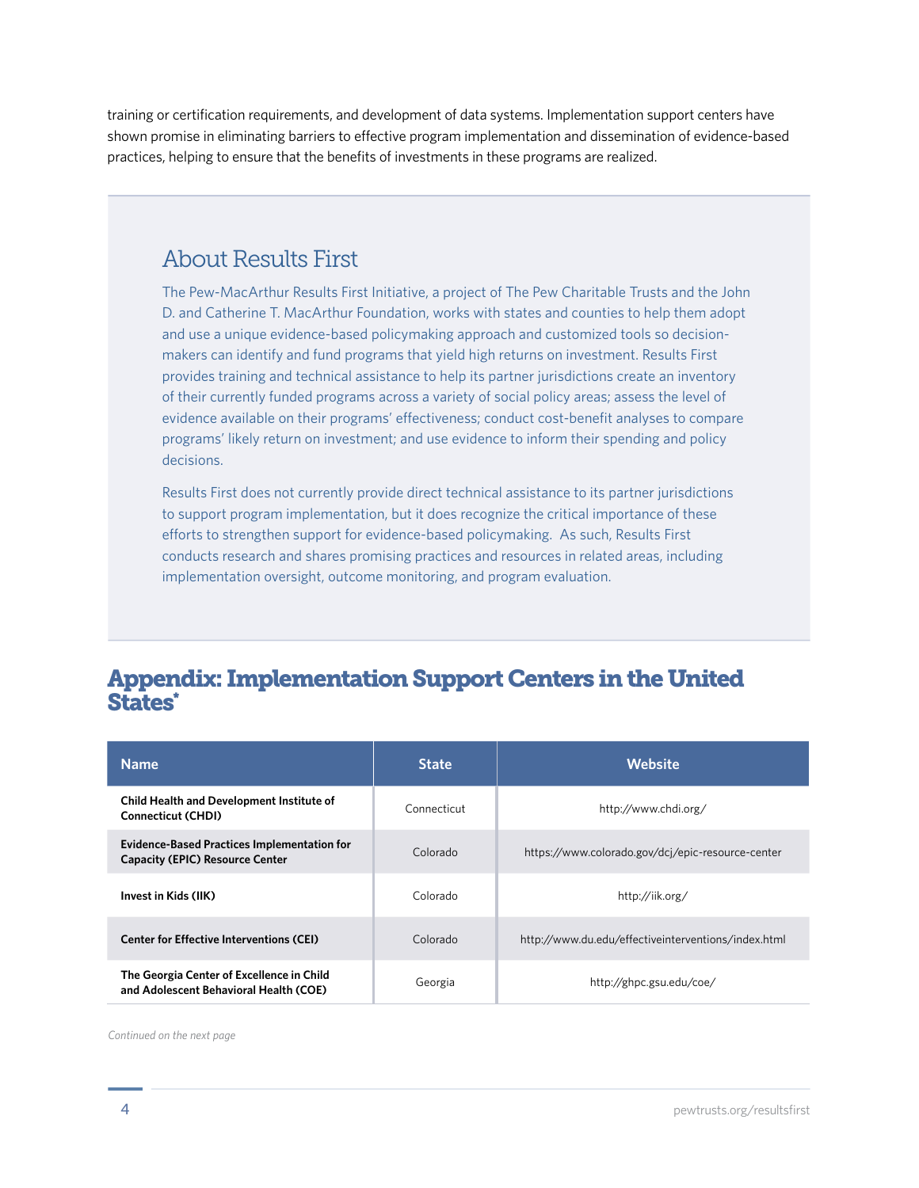training or certification requirements, and development of data systems. Implementation support centers have shown promise in eliminating barriers to effective program implementation and dissemination of evidence-based practices, helping to ensure that the benefits of investments in these programs are realized.

## About Results First

The Pew-MacArthur Results First Initiative, a project of The Pew Charitable Trusts and the John D. and Catherine T. MacArthur Foundation, works with states and counties to help them adopt and use a unique evidence-based policymaking approach and customized tools so decision-makers can identify and fund programs that yield high returns on investment. Results First provides training and technical assistance to help its partner jurisdictions create an inventory of their currently funded programs across a variety of social policy areas; assess the level of evidence available on their programs' effectiveness; conduct cost-benefit analyses to compare programs' likely return on investment; and use evidence to inform their spending and policy decisions.

Results First does not currently provide direct technical assistance to its partner jurisdictions to support program implementation, but it does recognize the critical importance of these efforts to strengthen support for evidence-based policymaking. As such, Results First conducts research and shares promising practices and resources in related areas, including implementation oversight, outcome monitoring, and program evaluation.

## Appendix: Implementation Support Centers in the United States*

| Name | State | Website |
|---|---|---|
| **Child Health and Development Institute of Connecticut (CHDI)** | Connecticut | http://www.chdi.org/ |
| **Evidence-Based Practices Implementation for Capacity (EPIC) Resource Center** | Colorado | https://www.colorado.gov/dcj/epic-resource-center |
| **Invest in Kids (IIK)** | Colorado | http://iik.org/ |
| **Center for Effective Interventions (CEI)** | Colorado | http://www.du.edu/effectiveinterventions/index.html |
| **The Georgia Center of Excellence in Child and Adolescent Behavioral Health (COE)** | Georgia | http://ghpc.gsu.edu/coe/ |

*Continued on the next page*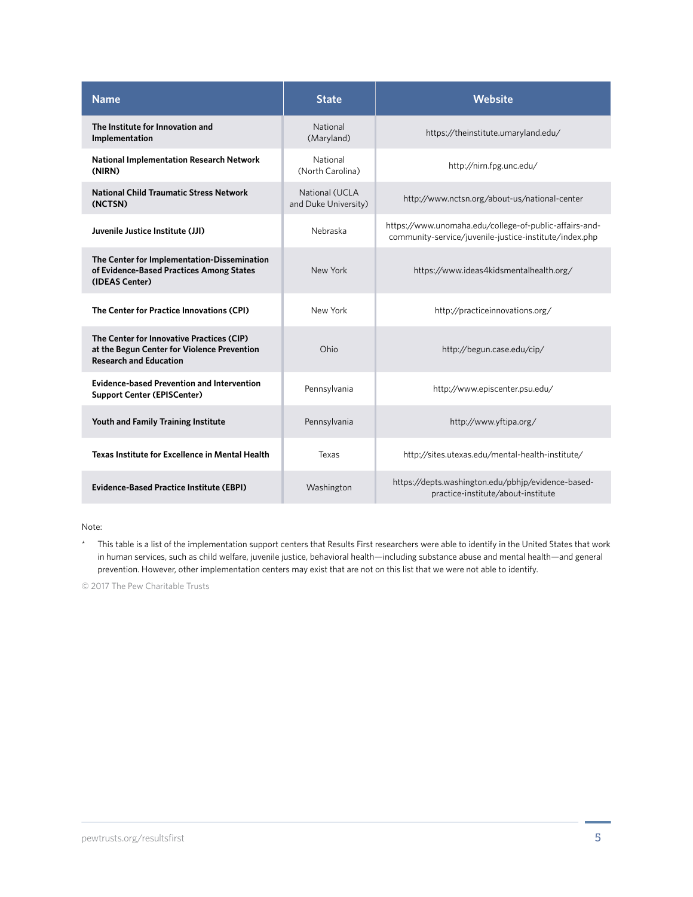| Name | State | Website |
|---|---|---|
| **The Institute for Innovation and Implementation** | National (Maryland) | https://theinstitute.umaryland.edu/ |
| **National Implementation Research Network (NIRN)** | National (North Carolina) | http://nirn.fpg.unc.edu/ |
| **National Child Traumatic Stress Network (NCTSN)** | National (UCLA and Duke University) | http://www.nctsn.org/about-us/national-center |
| **Juvenile Justice Institute (JJI)** | Nebraska | https://www.unomaha.edu/college-of-public-affairs-and-community-service/juvenile-justice-institute/index.php |
| **The Center for Implementation-Dissemination of Evidence-Based Practices Among States (IDEAS Center)** | New York | https://www.ideas4kidsmentalhealth.org/ |
| **The Center for Practice Innovations (CPI)** | New York | http://practiceinnovations.org/ |
| **The Center for Innovative Practices (CIP) at the Begun Center for Violence Prevention Research and Education** | Ohio | http://begun.case.edu/cip/ |
| **Evidence-based Prevention and Intervention Support Center (EPISCenter)** | Pennsylvania | http://www.episcenter.psu.edu/ |
| **Youth and Family Training Institute** | Pennsylvania | http://www.yftipa.org/ |
| **Texas Institute for Excellence in Mental Health** | Texas | http://sites.utexas.edu/mental-health-institute/ |
| **Evidence-Based Practice Institute (EBPI)** | Washington | https://depts.washington.edu/pbhjp/evidence-based-practice-institute/about-institute |

Note:

* This table is a list of the implementation support centers that Results First researchers were able to identify in the United States that work in human services, such as child welfare, juvenile justice, behavioral health—including substance abuse and mental health—and general prevention. However, other implementation centers may exist that are not on this list that we were not able to identify.

© 2017 The Pew Charitable Trusts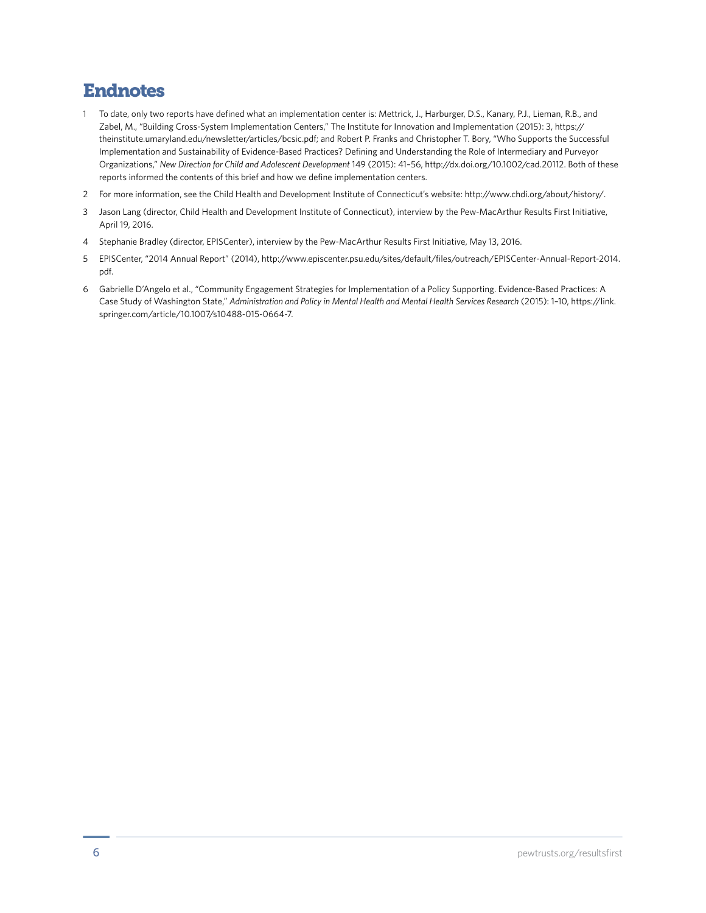# Endnotes

1. To date, only two reports have defined what an implementation center is: Mettrick, J., Harburger, D.S., Kanary, P.J., Lieman, R.B., and Zabel, M., "Building Cross-System Implementation Centers," The Institute for Innovation and Implementation (2015): 3, https://theinstitute.umaryland.edu/newsletter/articles/bcsic.pdf; and Robert P. Franks and Christopher T. Bory, "Who Supports the Successful Implementation and Sustainability of Evidence-Based Practices? Defining and Understanding the Role of Intermediary and Purveyor Organizations," *New Direction for Child and Adolescent Development* 149 (2015): 41–56, http://dx.doi.org/10.1002/cad.20112. Both of these reports informed the contents of this brief and how we define implementation centers.
2. For more information, see the Child Health and Development Institute of Connecticut's website: http://www.chdi.org/about/history/.
3. Jason Lang (director, Child Health and Development Institute of Connecticut), interview by the Pew-MacArthur Results First Initiative, April 19, 2016.
4. Stephanie Bradley (director, EPISCenter), interview by the Pew-MacArthur Results First Initiative, May 13, 2016.
5. EPISCenter, "2014 Annual Report" (2014), http://www.episcenter.psu.edu/sites/default/files/outreach/EPISCenter-Annual-Report-2014.pdf.
6. Gabrielle D'Angelo et al., "Community Engagement Strategies for Implementation of a Policy Supporting. Evidence-Based Practices: A Case Study of Washington State," *Administration and Policy in Mental Health and Mental Health Services Research* (2015): 1–10, https://link.springer.com/article/10.1007/s10488-015-0664-7.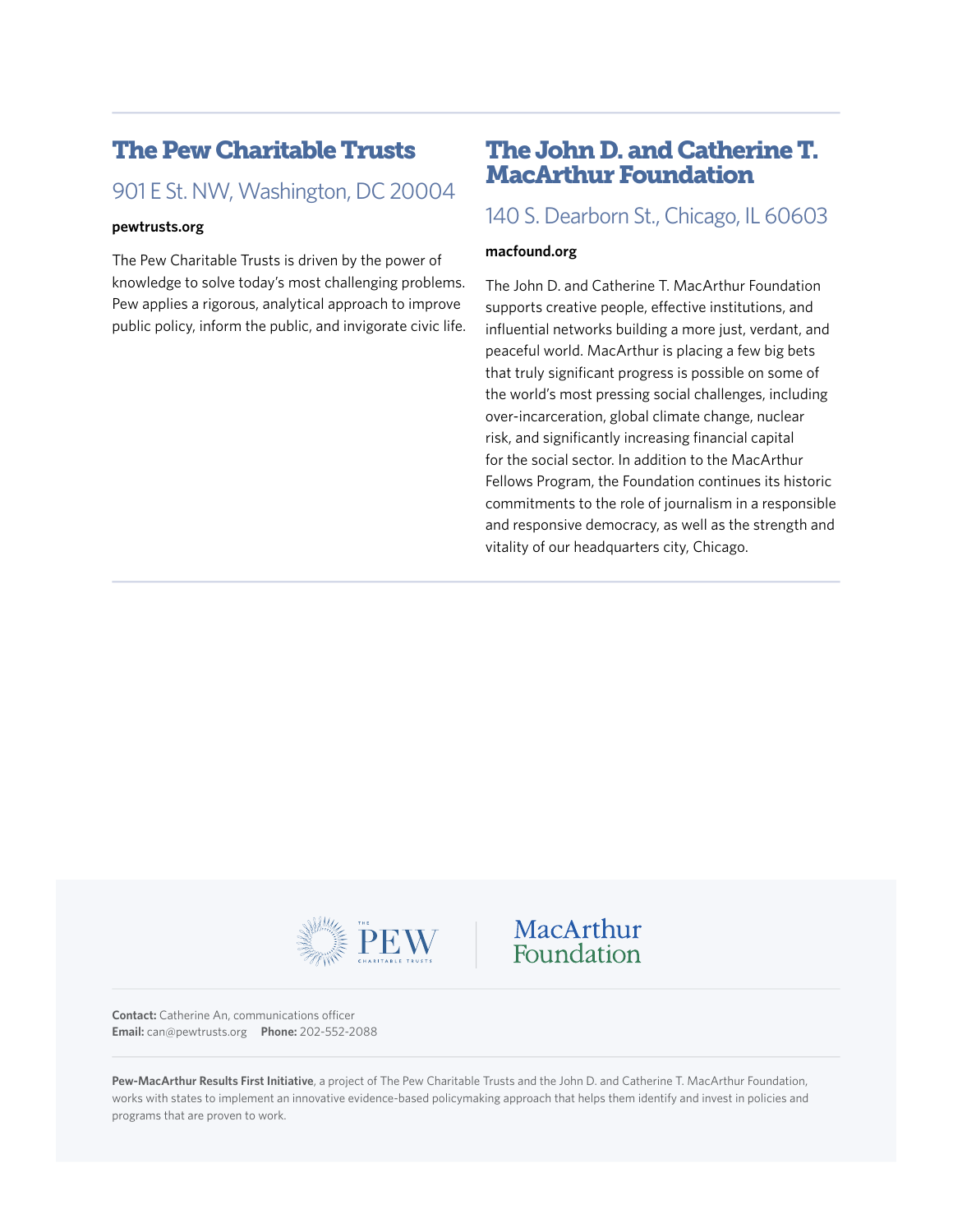## The Pew Charitable Trusts

901 E St. NW, Washington, DC 20004

**pewtrusts.org**

The Pew Charitable Trusts is driven by the power of knowledge to solve today's most challenging problems. Pew applies a rigorous, analytical approach to improve public policy, inform the public, and invigorate civic life.

## The John D. and Catherine T. MacArthur Foundation

140 S. Dearborn St., Chicago, IL 60603

**macfound.org**

The John D. and Catherine T. MacArthur Foundation supports creative people, effective institutions, and influential networks building a more just, verdant, and peaceful world. MacArthur is placing a few big bets that truly significant progress is possible on some of the world's most pressing social challenges, including over-incarceration, global climate change, nuclear risk, and significantly increasing financial capital for the social sector. In addition to the MacArthur Fellows Program, the Foundation continues its historic commitments to the role of journalism in a responsible and responsive democracy, as well as the strength and vitality of our headquarters city, Chicago.

THE PEW CHARITABLE TRUSTS | MacArthur Foundation

**Contact:** Catherine An, communications officer
**Email:** can@pewtrusts.org **Phone:** 202-552-2088

**Pew-MacArthur Results First Initiative**, a project of The Pew Charitable Trusts and the John D. and Catherine T. MacArthur Foundation, works with states to implement an innovative evidence-based policymaking approach that helps them identify and invest in policies and programs that are proven to work.